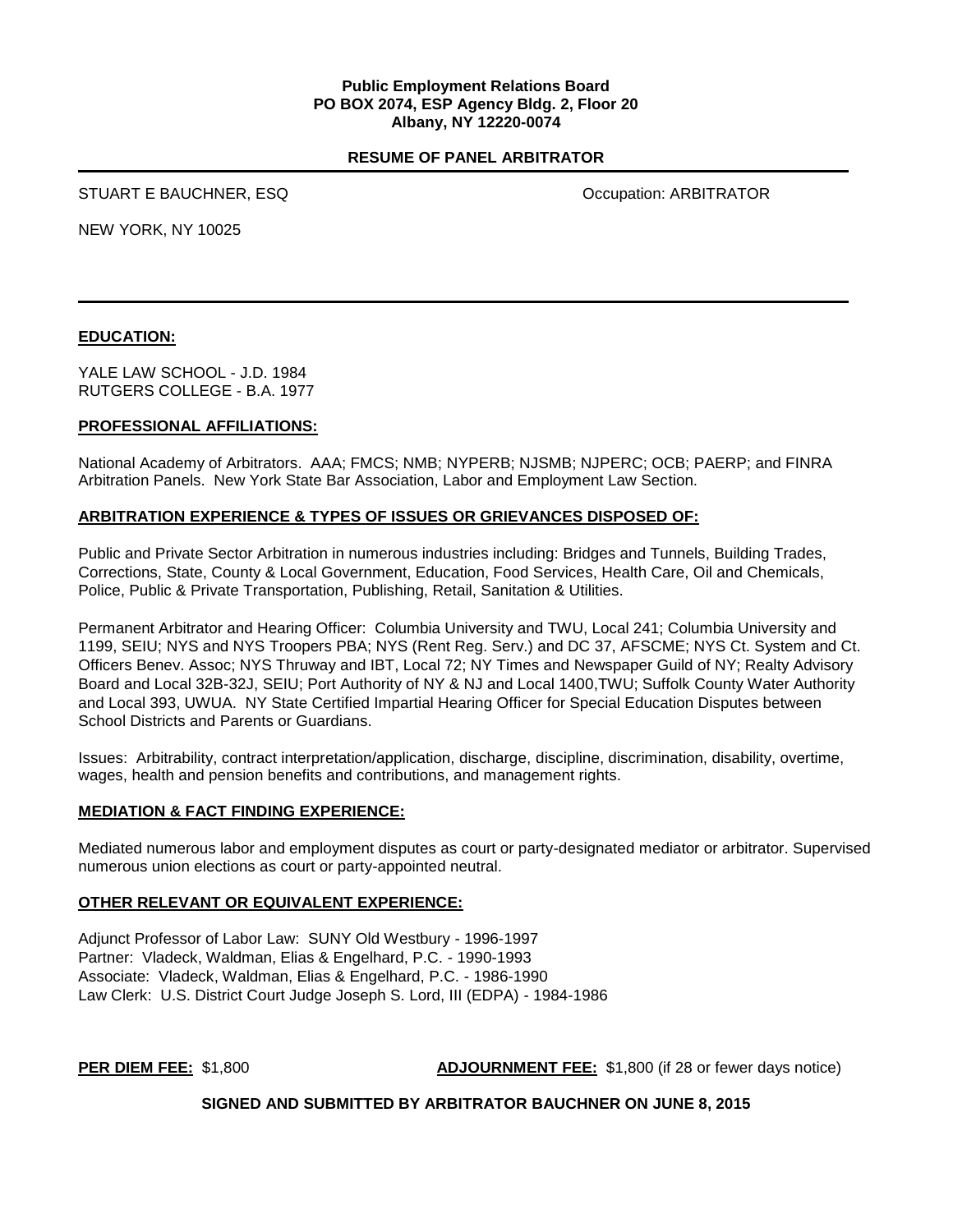**Public Employment Relations Board**
**PO BOX 2074, ESP Agency Bldg. 2, Floor 20**
**Albany, NY 12220-0074**

# RESUME OF PANEL ARBITRATOR

STUART E BAUCHNER, ESQ — Occupation: ARBITRATOR

NEW YORK, NY 10025

---

## EDUCATION:

YALE LAW SCHOOL - J.D. 1984
RUTGERS COLLEGE - B.A. 1977

## PROFESSIONAL AFFILIATIONS:

National Academy of Arbitrators. AAA; FMCS; NMB; NYPERB; NJSMB; NJPERC; OCB; PAERP; and FINRA Arbitration Panels. New York State Bar Association, Labor and Employment Law Section.

## ARBITRATION EXPERIENCE & TYPES OF ISSUES OR GRIEVANCES DISPOSED OF:

Public and Private Sector Arbitration in numerous industries including: Bridges and Tunnels, Building Trades, Corrections, State, County & Local Government, Education, Food Services, Health Care, Oil and Chemicals, Police, Public & Private Transportation, Publishing, Retail, Sanitation & Utilities.

Permanent Arbitrator and Hearing Officer: Columbia University and TWU, Local 241; Columbia University and 1199, SEIU; NYS and NYS Troopers PBA; NYS (Rent Reg. Serv.) and DC 37, AFSCME; NYS Ct. System and Ct. Officers Benev. Assoc; NYS Thruway and IBT, Local 72; NY Times and Newspaper Guild of NY; Realty Advisory Board and Local 32B-32J, SEIU; Port Authority of NY & NJ and Local 1400,TWU; Suffolk County Water Authority and Local 393, UWUA. NY State Certified Impartial Hearing Officer for Special Education Disputes between School Districts and Parents or Guardians.

Issues: Arbitrability, contract interpretation/application, discharge, discipline, discrimination, disability, overtime, wages, health and pension benefits and contributions, and management rights.

## MEDIATION & FACT FINDING EXPERIENCE:

Mediated numerous labor and employment disputes as court or party-designated mediator or arbitrator. Supervised numerous union elections as court or party-appointed neutral.

## OTHER RELEVANT OR EQUIVALENT EXPERIENCE:

Adjunct Professor of Labor Law: SUNY Old Westbury - 1996-1997
Partner: Vladeck, Waldman, Elias & Engelhard, P.C. - 1990-1993
Associate: Vladeck, Waldman, Elias & Engelhard, P.C. - 1986-1990
Law Clerk: U.S. District Court Judge Joseph S. Lord, III (EDPA) - 1984-1986

**PER DIEM FEE:** $1,800 **ADJOURNMENT FEE:** $1,800 (if 28 or fewer days notice)

**SIGNED AND SUBMITTED BY ARBITRATOR BAUCHNER ON JUNE 8, 2015**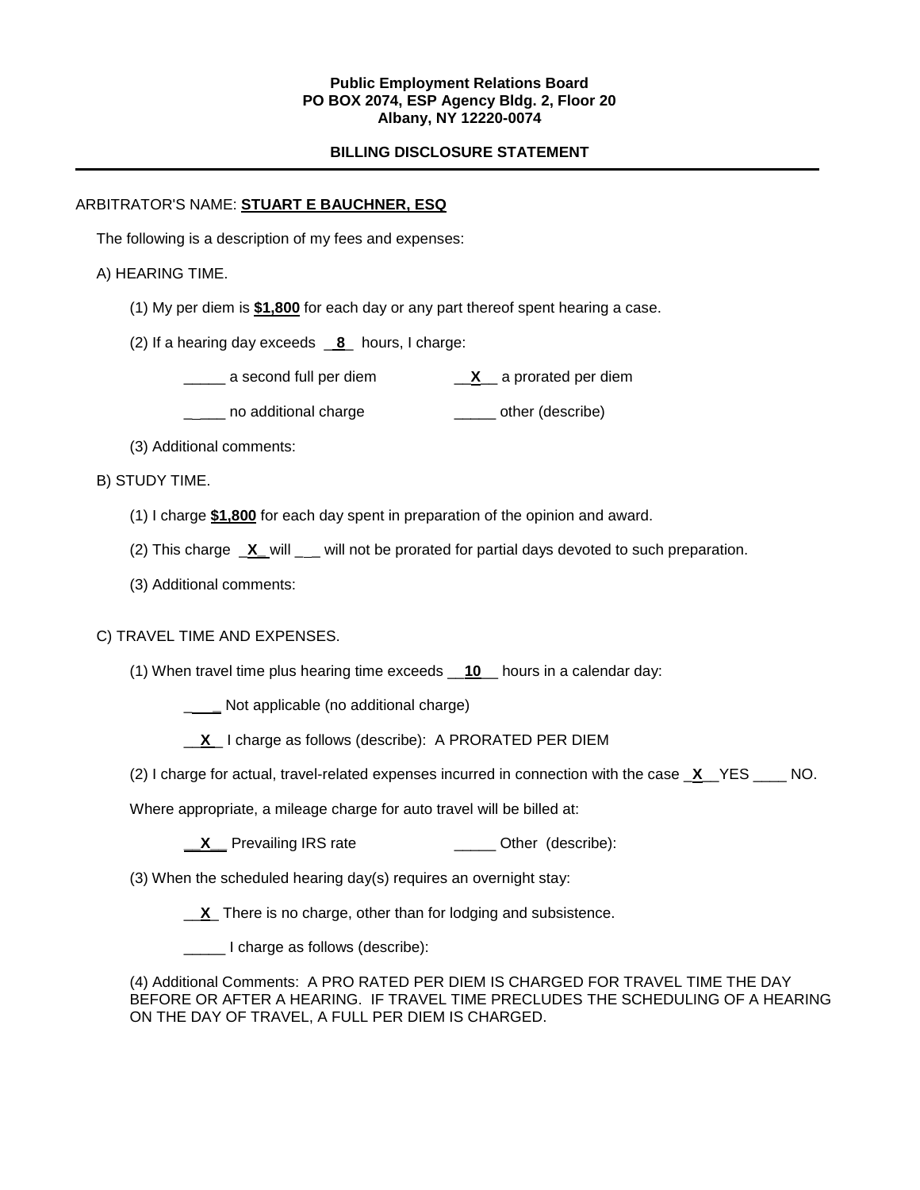**Public Employment Relations Board**
**PO BOX 2074, ESP Agency Bldg. 2, Floor 20**
**Albany, NY 12220-0074**

**BILLING DISCLOSURE STATEMENT**

---

ARBITRATOR'S NAME: **STUART E BAUCHNER, ESQ**

The following is a description of my fees and expenses:

A) HEARING TIME.

(1) My per diem is **$1,800** for each day or any part thereof spent hearing a case.

(2) If a hearing day exceeds __**8**__ hours, I charge:

_____ a second full per diem __**X**__ a prorated per diem

_____ no additional charge _____ other (describe)

(3) Additional comments:

B) STUDY TIME.

(1) I charge **$1,800** for each day spent in preparation of the opinion and award.

(2) This charge _**X**_ will ___ will not be prorated for partial days devoted to such preparation.

(3) Additional comments:

C) TRAVEL TIME AND EXPENSES.

(1) When travel time plus hearing time exceeds __**10**__ hours in a calendar day:

____ Not applicable (no additional charge)

__**X**_ I charge as follows (describe): A PRORATED PER DIEM

(2) I charge for actual, travel-related expenses incurred in connection with the case _**X**__YES ____ NO.

Where appropriate, a mileage charge for auto travel will be billed at:

__**X**__ Prevailing IRS rate _____ Other (describe):

(3) When the scheduled hearing day(s) requires an overnight stay:

__**X**_ There is no charge, other than for lodging and subsistence.

_____ I charge as follows (describe):

(4) Additional Comments: A PRO RATED PER DIEM IS CHARGED FOR TRAVEL TIME THE DAY BEFORE OR AFTER A HEARING. IF TRAVEL TIME PRECLUDES THE SCHEDULING OF A HEARING ON THE DAY OF TRAVEL, A FULL PER DIEM IS CHARGED.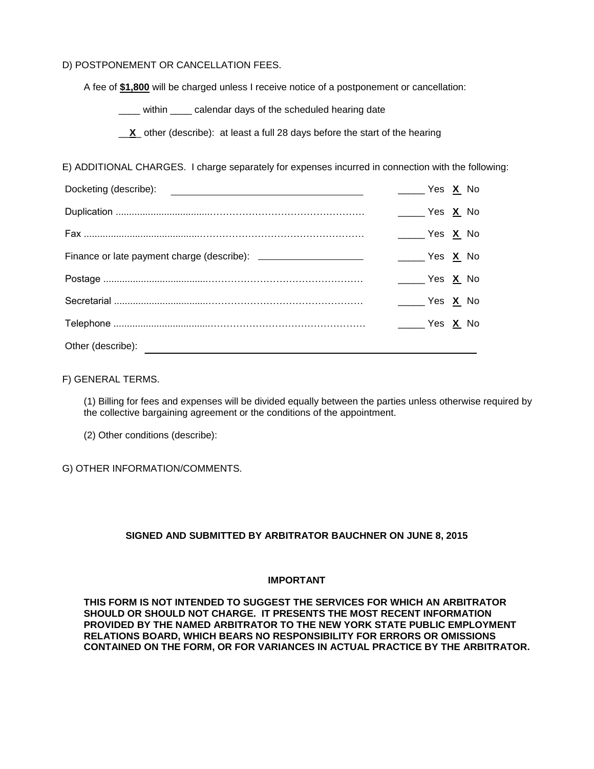D) POSTPONEMENT OR CANCELLATION FEES.

A fee of **$1,800** will be charged unless I receive notice of a postponement or cancellation:

____ within ____ calendar days of the scheduled hearing date

__**X**_ other (describe): at least a full 28 days before the start of the hearing

E) ADDITIONAL CHARGES. I charge separately for expenses incurred in connection with the following:

| | |
|---|---|
| Docketing (describe): ______________________ | _____ Yes **X** No |
| Duplication ............................................ | _____ Yes **X** No |
| Fax ............................................ | _____ Yes **X** No |
| Finance or late payment charge (describe): ______________ | _____ Yes **X** No |
| Postage ............................................ | _____ Yes **X** No |
| Secretarial ............................................ | _____ Yes **X** No |
| Telephone ............................................ | _____ Yes **X** No |

Other (describe): ______________________________________

F) GENERAL TERMS.

(1) Billing for fees and expenses will be divided equally between the parties unless otherwise required by the collective bargaining agreement or the conditions of the appointment.

(2) Other conditions (describe):

G) OTHER INFORMATION/COMMENTS.

**SIGNED AND SUBMITTED BY ARBITRATOR BAUCHNER ON JUNE 8, 2015**

**IMPORTANT**

**THIS FORM IS NOT INTENDED TO SUGGEST THE SERVICES FOR WHICH AN ARBITRATOR SHOULD OR SHOULD NOT CHARGE. IT PRESENTS THE MOST RECENT INFORMATION PROVIDED BY THE NAMED ARBITRATOR TO THE NEW YORK STATE PUBLIC EMPLOYMENT RELATIONS BOARD, WHICH BEARS NO RESPONSIBILITY FOR ERRORS OR OMISSIONS CONTAINED ON THE FORM, OR FOR VARIANCES IN ACTUAL PRACTICE BY THE ARBITRATOR.**